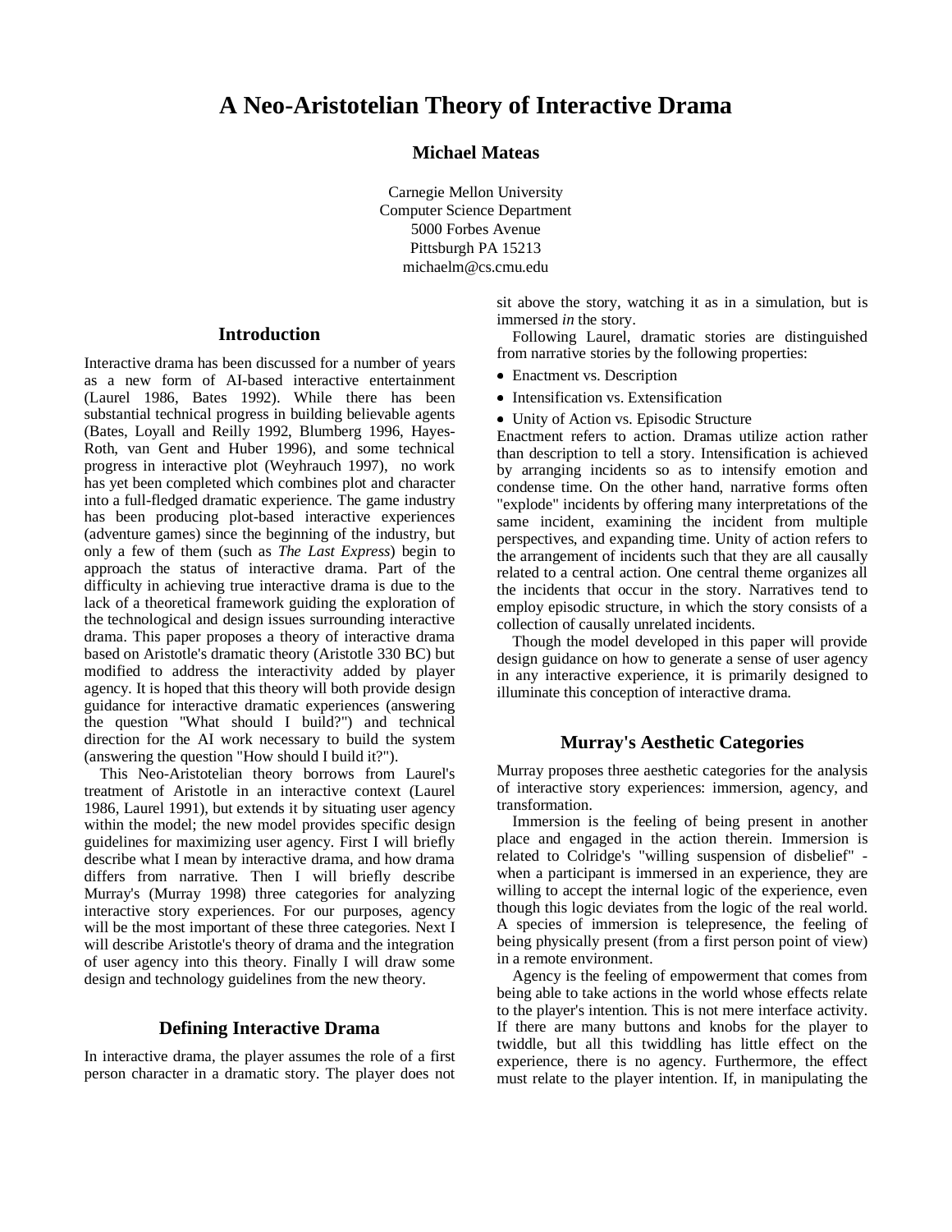# A Neo-Aristotelian Theory of Interactive Drama

**Michael Mateas**

Carnegie Mellon University
Computer Science Department
5000 Forbes Avenue
Pittsburgh PA 15213
michaelm@cs.cmu.edu

## Introduction

Interactive drama has been discussed for a number of years as a new form of AI-based interactive entertainment (Laurel 1986, Bates 1992). While there has been substantial technical progress in building believable agents (Bates, Loyall and Reilly 1992, Blumberg 1996, Hayes-Roth, van Gent and Huber 1996), and some technical progress in interactive plot (Weyhrauch 1997), no work has yet been completed which combines plot and character into a full-fledged dramatic experience. The game industry has been producing plot-based interactive experiences (adventure games) since the beginning of the industry, but only a few of them (such as *The Last Express*) begin to approach the status of interactive drama. Part of the difficulty in achieving true interactive drama is due to the lack of a theoretical framework guiding the exploration of the technological and design issues surrounding interactive drama. This paper proposes a theory of interactive drama based on Aristotle's dramatic theory (Aristotle 330 BC) but modified to address the interactivity added by player agency. It is hoped that this theory will both provide design guidance for interactive dramatic experiences (answering the question "What should I build?") and technical direction for the AI work necessary to build the system (answering the question "How should I build it?").

This Neo-Aristotelian theory borrows from Laurel's treatment of Aristotle in an interactive context (Laurel 1986, Laurel 1991), but extends it by situating user agency within the model; the new model provides specific design guidelines for maximizing user agency. First I will briefly describe what I mean by interactive drama, and how drama differs from narrative. Then I will briefly describe Murray's (Murray 1998) three categories for analyzing interactive story experiences. For our purposes, agency will be the most important of these three categories. Next I will describe Aristotle's theory of drama and the integration of user agency into this theory. Finally I will draw some design and technology guidelines from the new theory.

## Defining Interactive Drama

In interactive drama, the player assumes the role of a first person character in a dramatic story. The player does not sit above the story, watching it as in a simulation, but is immersed *in* the story.

Following Laurel, dramatic stories are distinguished from narrative stories by the following properties:

- Enactment vs. Description
- Intensification vs. Extensification
- Unity of Action vs. Episodic Structure

Enactment refers to action. Dramas utilize action rather than description to tell a story. Intensification is achieved by arranging incidents so as to intensify emotion and condense time. On the other hand, narrative forms often "explode" incidents by offering many interpretations of the same incident, examining the incident from multiple perspectives, and expanding time. Unity of action refers to the arrangement of incidents such that they are all causally related to a central action. One central theme organizes all the incidents that occur in the story. Narratives tend to employ episodic structure, in which the story consists of a collection of causally unrelated incidents.

Though the model developed in this paper will provide design guidance on how to generate a sense of user agency in any interactive experience, it is primarily designed to illuminate this conception of interactive drama.

## Murray's Aesthetic Categories

Murray proposes three aesthetic categories for the analysis of interactive story experiences: immersion, agency, and transformation.

Immersion is the feeling of being present in another place and engaged in the action therein. Immersion is related to Colridge's "willing suspension of disbelief" - when a participant is immersed in an experience, they are willing to accept the internal logic of the experience, even though this logic deviates from the logic of the real world. A species of immersion is telepresence, the feeling of being physically present (from a first person point of view) in a remote environment.

Agency is the feeling of empowerment that comes from being able to take actions in the world whose effects relate to the player's intention. This is not mere interface activity. If there are many buttons and knobs for the player to twiddle, but all this twiddling has little effect on the experience, there is no agency. Furthermore, the effect must relate to the player intention. If, in manipulating the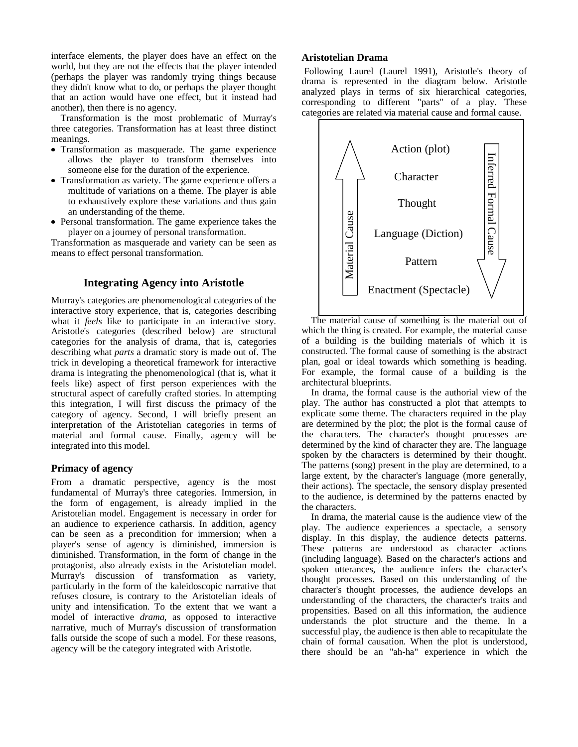interface elements, the player does have an effect on the world, but they are not the effects that the player intended (perhaps the player was randomly trying things because they didn't know what to do, or perhaps the player thought that an action would have one effect, but it instead had another), then there is no agency.

Transformation is the most problematic of Murray's three categories. Transformation has at least three distinct meanings.

- Transformation as masquerade. The game experience allows the player to transform themselves into someone else for the duration of the experience.
- Transformation as variety. The game experience offers a multitude of variations on a theme. The player is able to exhaustively explore these variations and thus gain an understanding of the theme.
- Personal transformation. The game experience takes the player on a journey of personal transformation.

Transformation as masquerade and variety can be seen as means to effect personal transformation.

## Integrating Agency into Aristotle

Murray's categories are phenomenological categories of the interactive story experience, that is, categories describing what it *feels* like to participate in an interactive story. Aristotle's categories (described below) are structural categories for the analysis of drama, that is, categories describing what *parts* a dramatic story is made out of. The trick in developing a theoretical framework for interactive drama is integrating the phenomenological (that is, what it feels like) aspect of first person experiences with the structural aspect of carefully crafted stories. In attempting this integration, I will first discuss the primacy of the category of agency. Second, I will briefly present an interpretation of the Aristotelian categories in terms of material and formal cause. Finally, agency will be integrated into this model.

### Primacy of agency

From a dramatic perspective, agency is the most fundamental of Murray's three categories. Immersion, in the form of engagement, is already implied in the Aristotelian model. Engagement is necessary in order for an audience to experience catharsis. In addition, agency can be seen as a precondition for immersion; when a player's sense of agency is diminished, immersion is diminished. Transformation, in the form of change in the protagonist, also already exists in the Aristotelian model. Murray's discussion of transformation as variety, particularly in the form of the kaleidoscopic narrative that refuses closure, is contrary to the Aristotelian ideals of unity and intensification. To the extent that we want a model of interactive *drama*, as opposed to interactive narrative, much of Murray's discussion of transformation falls outside the scope of such a model. For these reasons, agency will be the category integrated with Aristotle.

### Aristotelian Drama

Following Laurel (Laurel 1991), Aristotle's theory of drama is represented in the diagram below. Aristotle analyzed plays in terms of six hierarchical categories, corresponding to different "parts" of a play. These categories are related via material cause and formal cause.

Material Cause (upward arrow) | Inferred Formal Cause (downward arrow)

- Action (plot)
- Character
- Thought
- Language (Diction)
- Pattern
- Enactment (Spectacle)

The material cause of something is the material out of which the thing is created. For example, the material cause of a building is the building materials of which it is constructed. The formal cause of something is the abstract plan, goal or ideal towards which something is heading. For example, the formal cause of a building is the architectural blueprints.

In drama, the formal cause is the authorial view of the play. The author has constructed a plot that attempts to explicate some theme. The characters required in the play are determined by the plot; the plot is the formal cause of the characters. The character's thought processes are determined by the kind of character they are. The language spoken by the characters is determined by their thought. The patterns (song) present in the play are determined, to a large extent, by the character's language (more generally, their actions). The spectacle, the sensory display presented to the audience, is determined by the patterns enacted by the characters.

In drama, the material cause is the audience view of the play. The audience experiences a spectacle, a sensory display. In this display, the audience detects patterns. These patterns are understood as character actions (including language). Based on the character's actions and spoken utterances, the audience infers the character's thought processes. Based on this understanding of the character's thought processes, the audience develops an understanding of the characters, the character's traits and propensities. Based on all this information, the audience understands the plot structure and the theme. In a successful play, the audience is then able to recapitulate the chain of formal causation. When the plot is understood, there should be an "ah-ha" experience in which the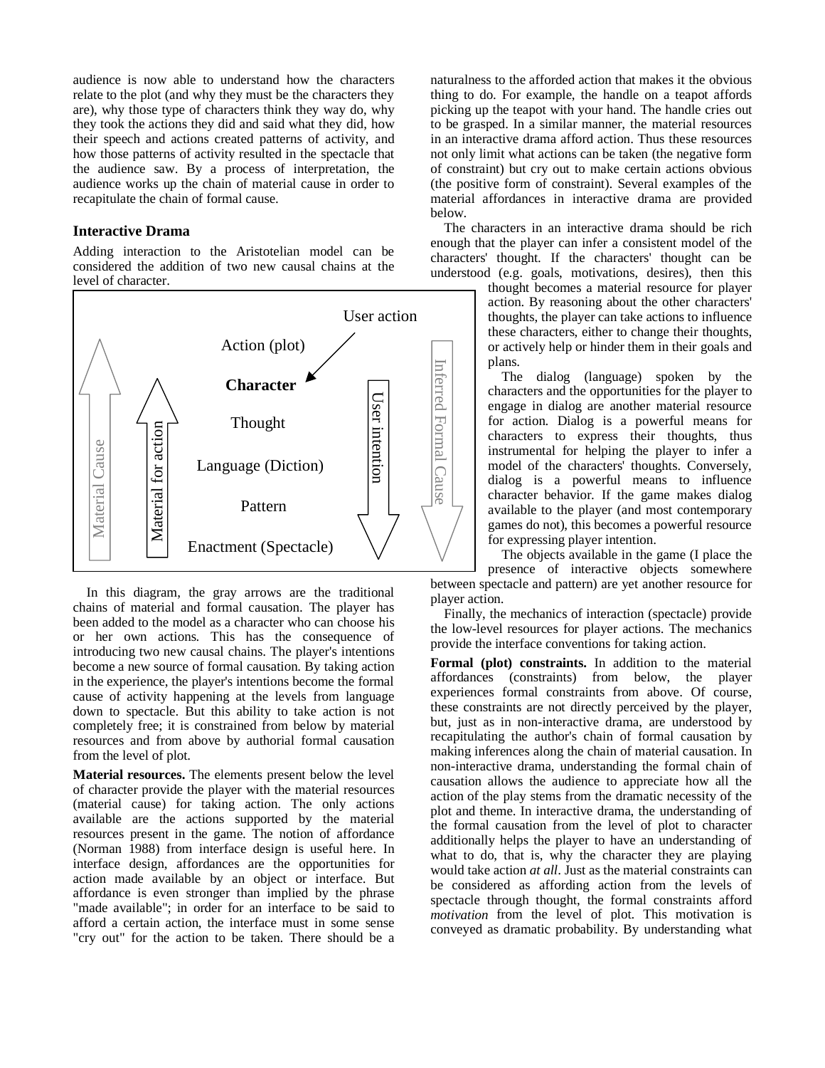audience is now able to understand how the characters relate to the plot (and why they must be the characters they are), why those type of characters think they way do, why they took the actions they did and said what they did, how their speech and actions created patterns of activity, and how those patterns of activity resulted in the spectacle that the audience saw. By a process of interpretation, the audience works up the chain of material cause in order to recapitulate the chain of formal cause.

### Interactive Drama

Adding interaction to the Aristotelian model can be considered the addition of two new causal chains at the level of character.

User action

Action (plot)

**Character**

Thought

Language (Diction)

Pattern

Enactment (Spectacle)

Material Cause

Material for action

User intention

Inferred Formal Cause

In this diagram, the gray arrows are the traditional chains of material and formal causation. The player has been added to the model as a character who can choose his or her own actions. This has the consequence of introducing two new causal chains. The player's intentions become a new source of formal causation. By taking action in the experience, the player's intentions become the formal cause of activity happening at the levels from language down to spectacle. But this ability to take action is not completely free; it is constrained from below by material resources and from above by authorial formal causation from the level of plot.

**Material resources.** The elements present below the level of character provide the player with the material resources (material cause) for taking action. The only actions available are the actions supported by the material resources present in the game. The notion of affordance (Norman 1988) from interface design is useful here. In interface design, affordances are the opportunities for action made available by an object or interface. But affordance is even stronger than implied by the phrase "made available"; in order for an interface to be said to afford a certain action, the interface must in some sense "cry out" for the action to be taken. There should be a naturalness to the afforded action that makes it the obvious thing to do. For example, the handle on a teapot affords picking up the teapot with your hand. The handle cries out to be grasped. In a similar manner, the material resources in an interactive drama afford action. Thus these resources not only limit what actions can be taken (the negative form of constraint) but cry out to make certain actions obvious (the positive form of constraint). Several examples of the material affordances in interactive drama are provided below.

The characters in an interactive drama should be rich enough that the player can infer a consistent model of the characters' thought. If the characters' thought can be understood (e.g. goals, motivations, desires), then this thought becomes a material resource for player action. By reasoning about the other characters' thoughts, the player can take actions to influence these characters, either to change their thoughts, or actively help or hinder them in their goals and plans.

The dialog (language) spoken by the characters and the opportunities for the player to engage in dialog are another material resource for action. Dialog is a powerful means for characters to express their thoughts, thus instrumental for helping the player to infer a model of the characters' thoughts. Conversely, dialog is a powerful means to influence character behavior. If the game makes dialog available to the player (and most contemporary games do not), this becomes a powerful resource for expressing player intention.

The objects available in the game (I place the presence of interactive objects somewhere between spectacle and pattern) are yet another resource for player action.

Finally, the mechanics of interaction (spectacle) provide the low-level resources for player actions. The mechanics provide the interface conventions for taking action.

**Formal (plot) constraints.** In addition to the material affordances (constraints) from below, the player experiences formal constraints from above. Of course, these constraints are not directly perceived by the player, but, just as in non-interactive drama, are understood by recapitulating the author's chain of formal causation by making inferences along the chain of material causation. In non-interactive drama, understanding the formal chain of causation allows the audience to appreciate how all the action of the play stems from the dramatic necessity of the plot and theme. In interactive drama, the understanding of the formal causation from the level of plot to character additionally helps the player to have an understanding of what to do, that is, why the character they are playing would take action *at all*. Just as the material constraints can be considered as affording action from the levels of spectacle through thought, the formal constraints afford *motivation* from the level of plot. This motivation is conveyed as dramatic probability. By understanding what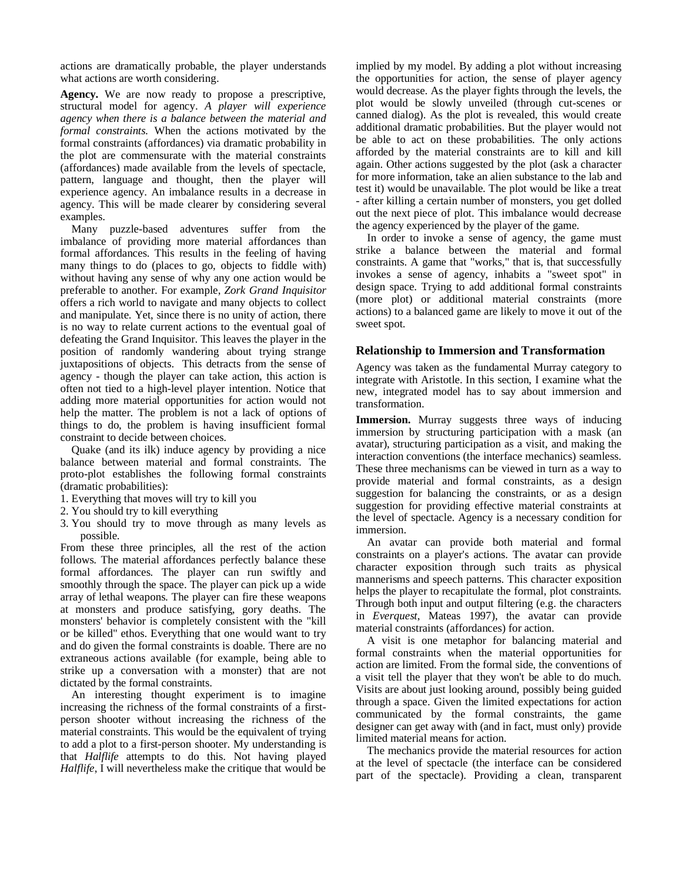actions are dramatically probable, the player understands what actions are worth considering.

**Agency.** We are now ready to propose a prescriptive, structural model for agency. *A player will experience agency when there is a balance between the material and formal constraints.* When the actions motivated by the formal constraints (affordances) via dramatic probability in the plot are commensurate with the material constraints (affordances) made available from the levels of spectacle, pattern, language and thought, then the player will experience agency. An imbalance results in a decrease in agency. This will be made clearer by considering several examples.

Many puzzle-based adventures suffer from the imbalance of providing more material affordances than formal affordances. This results in the feeling of having many things to do (places to go, objects to fiddle with) without having any sense of why any one action would be preferable to another. For example, *Zork Grand Inquisitor* offers a rich world to navigate and many objects to collect and manipulate. Yet, since there is no unity of action, there is no way to relate current actions to the eventual goal of defeating the Grand Inquisitor. This leaves the player in the position of randomly wandering about trying strange juxtapositions of objects. This detracts from the sense of agency - though the player can take action, this action is often not tied to a high-level player intention. Notice that adding more material opportunities for action would not help the matter. The problem is not a lack of options of things to do, the problem is having insufficient formal constraint to decide between choices.

Quake (and its ilk) induce agency by providing a nice balance between material and formal constraints. The proto-plot establishes the following formal constraints (dramatic probabilities):

1. Everything that moves will try to kill you
2. You should try to kill everything
3. You should try to move through as many levels as possible.

From these three principles, all the rest of the action follows. The material affordances perfectly balance these formal affordances. The player can run swiftly and smoothly through the space. The player can pick up a wide array of lethal weapons. The player can fire these weapons at monsters and produce satisfying, gory deaths. The monsters' behavior is completely consistent with the "kill or be killed" ethos. Everything that one would want to try and do given the formal constraints is doable. There are no extraneous actions available (for example, being able to strike up a conversation with a monster) that are not dictated by the formal constraints.

An interesting thought experiment is to imagine increasing the richness of the formal constraints of a first-person shooter without increasing the richness of the material constraints. This would be the equivalent of trying to add a plot to a first-person shooter. My understanding is that *Halflife* attempts to do this. Not having played *Halflife*, I will nevertheless make the critique that would be implied by my model. By adding a plot without increasing the opportunities for action, the sense of player agency would decrease. As the player fights through the levels, the plot would be slowly unveiled (through cut-scenes or canned dialog). As the plot is revealed, this would create additional dramatic probabilities. But the player would not be able to act on these probabilities. The only actions afforded by the material constraints are to kill and kill again. Other actions suggested by the plot (ask a character for more information, take an alien substance to the lab and test it) would be unavailable. The plot would be like a treat - after killing a certain number of monsters, you get dolled out the next piece of plot. This imbalance would decrease the agency experienced by the player of the game.

In order to invoke a sense of agency, the game must strike a balance between the material and formal constraints. A game that "works," that is, that successfully invokes a sense of agency, inhabits a "sweet spot" in design space. Trying to add additional formal constraints (more plot) or additional material constraints (more actions) to a balanced game are likely to move it out of the sweet spot.

## Relationship to Immersion and Transformation

Agency was taken as the fundamental Murray category to integrate with Aristotle. In this section, I examine what the new, integrated model has to say about immersion and transformation.

**Immersion.** Murray suggests three ways of inducing immersion by structuring participation with a mask (an avatar), structuring participation as a visit, and making the interaction conventions (the interface mechanics) seamless. These three mechanisms can be viewed in turn as a way to provide material and formal constraints, as a design suggestion for balancing the constraints, or as a design suggestion for providing effective material constraints at the level of spectacle. Agency is a necessary condition for immersion.

An avatar can provide both material and formal constraints on a player's actions. The avatar can provide character exposition through such traits as physical mannerisms and speech patterns. This character exposition helps the player to recapitulate the formal, plot constraints. Through both input and output filtering (e.g. the characters in *Everquest*, Mateas 1997), the avatar can provide material constraints (affordances) for action.

A visit is one metaphor for balancing material and formal constraints when the material opportunities for action are limited. From the formal side, the conventions of a visit tell the player that they won't be able to do much. Visits are about just looking around, possibly being guided through a space. Given the limited expectations for action communicated by the formal constraints, the game designer can get away with (and in fact, must only) provide limited material means for action.

The mechanics provide the material resources for action at the level of spectacle (the interface can be considered part of the spectacle). Providing a clean, transparent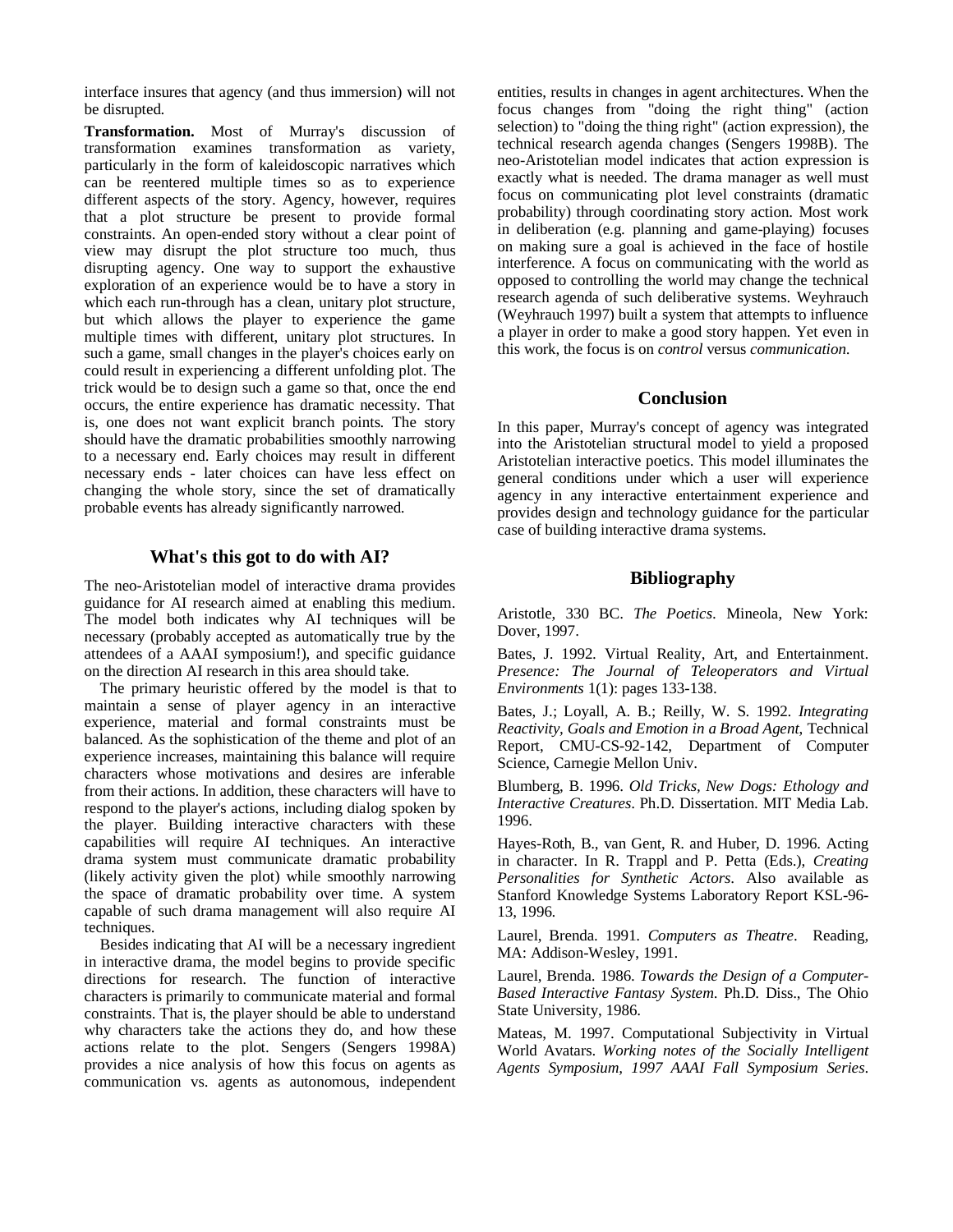interface insures that agency (and thus immersion) will not be disrupted.

**Transformation.** Most of Murray's discussion of transformation examines transformation as variety, particularly in the form of kaleidoscopic narratives which can be reentered multiple times so as to experience different aspects of the story. Agency, however, requires that a plot structure be present to provide formal constraints. An open-ended story without a clear point of view may disrupt the plot structure too much, thus disrupting agency. One way to support the exhaustive exploration of an experience would be to have a story in which each run-through has a clean, unitary plot structure, but which allows the player to experience the game multiple times with different, unitary plot structures. In such a game, small changes in the player's choices early on could result in experiencing a different unfolding plot. The trick would be to design such a game so that, once the end occurs, the entire experience has dramatic necessity. That is, one does not want explicit branch points. The story should have the dramatic probabilities smoothly narrowing to a necessary end. Early choices may result in different necessary ends - later choices can have less effect on changing the whole story, since the set of dramatically probable events has already significantly narrowed.

## What's this got to do with AI?

The neo-Aristotelian model of interactive drama provides guidance for AI research aimed at enabling this medium. The model both indicates why AI techniques will be necessary (probably accepted as automatically true by the attendees of a AAAI symposium!), and specific guidance on the direction AI research in this area should take.

The primary heuristic offered by the model is that to maintain a sense of player agency in an interactive experience, material and formal constraints must be balanced. As the sophistication of the theme and plot of an experience increases, maintaining this balance will require characters whose motivations and desires are inferable from their actions. In addition, these characters will have to respond to the player's actions, including dialog spoken by the player. Building interactive characters with these capabilities will require AI techniques. An interactive drama system must communicate dramatic probability (likely activity given the plot) while smoothly narrowing the space of dramatic probability over time. A system capable of such drama management will also require AI techniques.

Besides indicating that AI will be a necessary ingredient in interactive drama, the model begins to provide specific directions for research. The function of interactive characters is primarily to communicate material and formal constraints. That is, the player should be able to understand why characters take the actions they do, and how these actions relate to the plot. Sengers (Sengers 1998A) provides a nice analysis of how this focus on agents as communication vs. agents as autonomous, independent entities, results in changes in agent architectures. When the focus changes from "doing the right thing" (action selection) to "doing the thing right" (action expression), the technical research agenda changes (Sengers 1998B). The neo-Aristotelian model indicates that action expression is exactly what is needed. The drama manager as well must focus on communicating plot level constraints (dramatic probability) through coordinating story action. Most work in deliberation (e.g. planning and game-playing) focuses on making sure a goal is achieved in the face of hostile interference. A focus on communicating with the world as opposed to controlling the world may change the technical research agenda of such deliberative systems. Weyhrauch (Weyhrauch 1997) built a system that attempts to influence a player in order to make a good story happen. Yet even in this work, the focus is on *control* versus *communication*.

## Conclusion

In this paper, Murray's concept of agency was integrated into the Aristotelian structural model to yield a proposed Aristotelian interactive poetics. This model illuminates the general conditions under which a user will experience agency in any interactive entertainment experience and provides design and technology guidance for the particular case of building interactive drama systems.

## Bibliography

Aristotle, 330 BC. *The Poetics*. Mineola, New York: Dover, 1997.

Bates, J. 1992. Virtual Reality, Art, and Entertainment. *Presence: The Journal of Teleoperators and Virtual Environments* 1(1): pages 133-138.

Bates, J.; Loyall, A. B.; Reilly, W. S. 1992. *Integrating Reactivity, Goals and Emotion in a Broad Agent*, Technical Report, CMU-CS-92-142, Department of Computer Science, Carnegie Mellon Univ.

Blumberg, B. 1996. *Old Tricks, New Dogs: Ethology and Interactive Creatures*. Ph.D. Dissertation. MIT Media Lab. 1996.

Hayes-Roth, B., van Gent, R. and Huber, D. 1996. Acting in character. In R. Trappl and P. Petta (Eds.), *Creating Personalities for Synthetic Actors*. Also available as Stanford Knowledge Systems Laboratory Report KSL-96-13, 1996.

Laurel, Brenda. 1991. *Computers as Theatre*. Reading, MA: Addison-Wesley, 1991.

Laurel, Brenda. 1986. *Towards the Design of a Computer-Based Interactive Fantasy System*. Ph.D. Diss., The Ohio State University, 1986.

Mateas, M. 1997. Computational Subjectivity in Virtual World Avatars. *Working notes of the Socially Intelligent Agents Symposium, 1997 AAAI Fall Symposium Series*.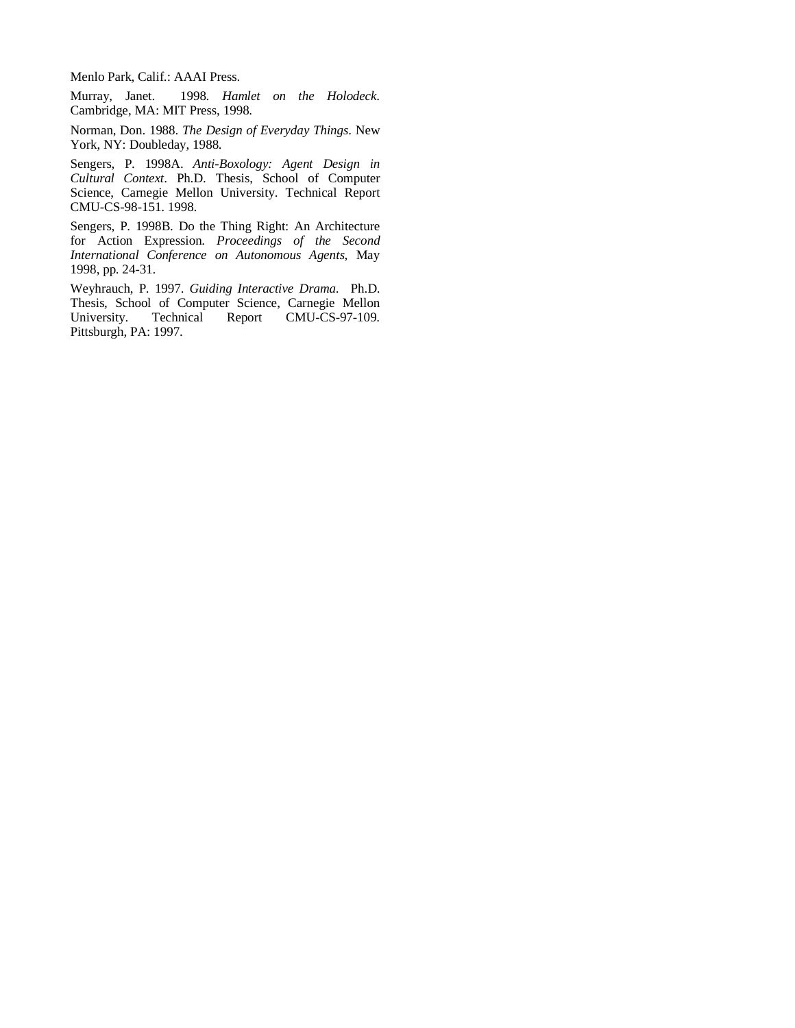Menlo Park, Calif.: AAAI Press.

Murray, Janet. 1998. *Hamlet on the Holodeck*. Cambridge, MA: MIT Press, 1998.

Norman, Don. 1988. *The Design of Everyday Things*. New York, NY: Doubleday, 1988.

Sengers, P. 1998A. *Anti-Boxology: Agent Design in Cultural Context*. Ph.D. Thesis, School of Computer Science, Carnegie Mellon University. Technical Report CMU-CS-98-151. 1998.

Sengers, P. 1998B. Do the Thing Right: An Architecture for Action Expression. *Proceedings of the Second International Conference on Autonomous Agents*, May 1998, pp. 24-31.

Weyhrauch, P. 1997. *Guiding Interactive Drama*. Ph.D. Thesis, School of Computer Science, Carnegie Mellon University. Technical Report CMU-CS-97-109. Pittsburgh, PA: 1997.